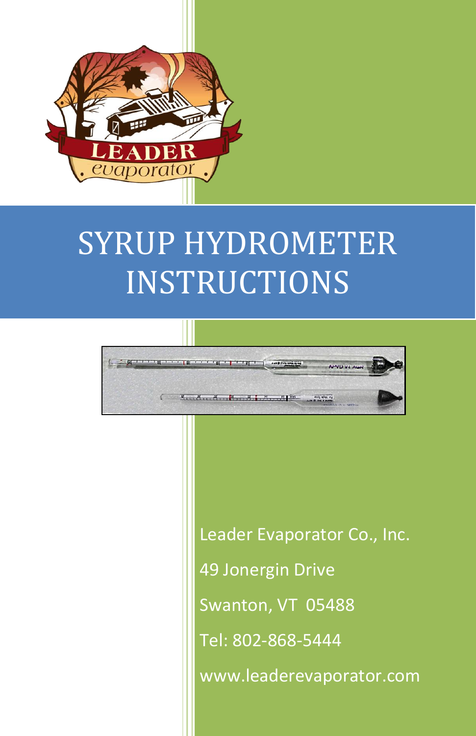# SYRUP HYDROMETER INSTRUCTIONS

Leader Evaporator Co., Inc.

49 Jonergin Drive

Swanton, VT 05488

Tel: 802-868-5444

www.leaderevaporator.com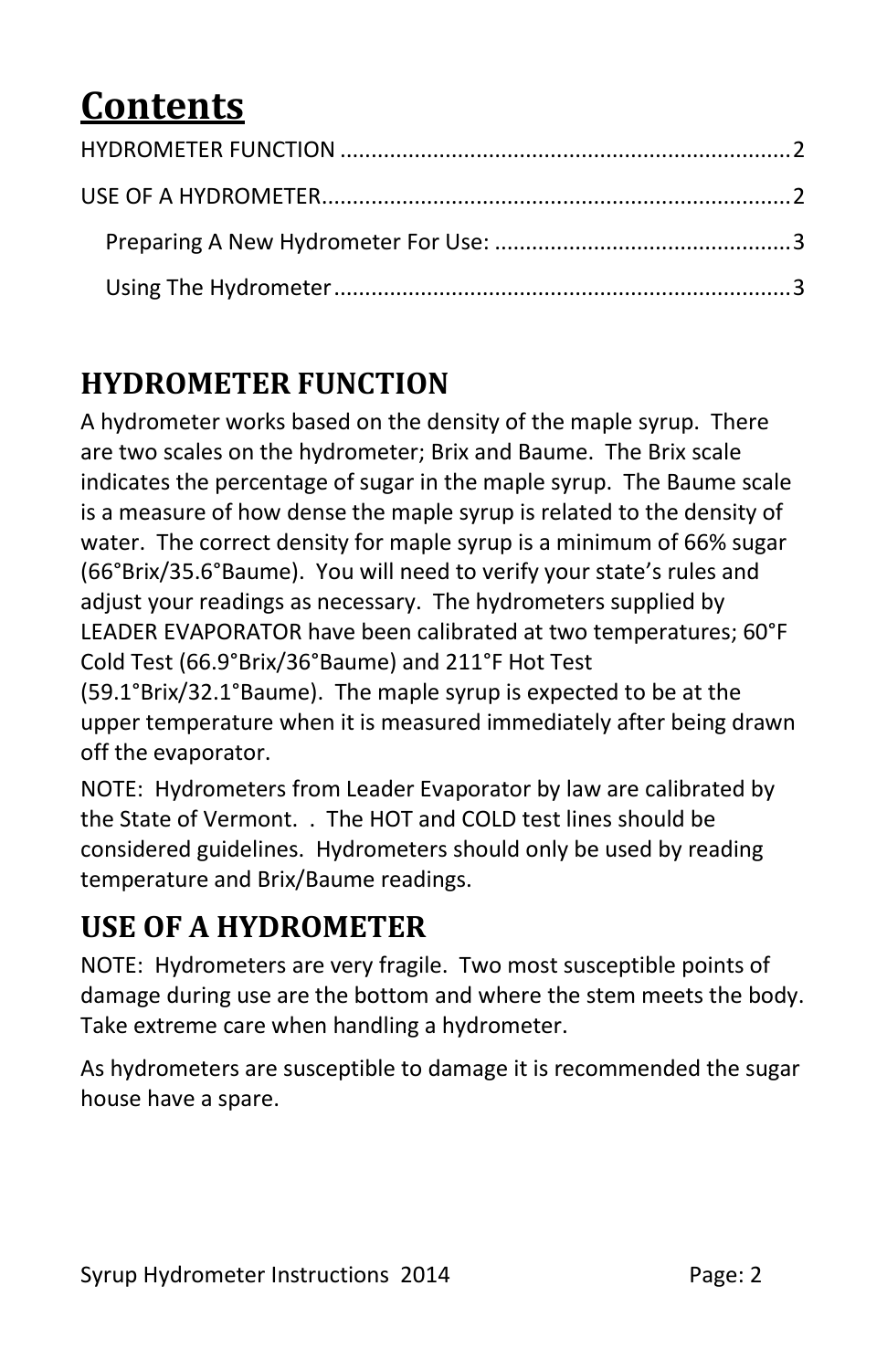# Contents

HYDROMETER FUNCTION .......................................................................2

USE OF A HYDROMETER.........................................................................2

  Preparing A New Hydrometer For Use: ...............................................3

  Using The Hydrometer ........................................................................3

## HYDROMETER FUNCTION

A hydrometer works based on the density of the maple syrup. There are two scales on the hydrometer; Brix and Baume. The Brix scale indicates the percentage of sugar in the maple syrup. The Baume scale is a measure of how dense the maple syrup is related to the density of water. The correct density for maple syrup is a minimum of 66% sugar (66°Brix/35.6°Baume). You will need to verify your state's rules and adjust your readings as necessary. The hydrometers supplied by LEADER EVAPORATOR have been calibrated at two temperatures; 60°F Cold Test (66.9°Brix/36°Baume) and 211°F Hot Test (59.1°Brix/32.1°Baume). The maple syrup is expected to be at the upper temperature when it is measured immediately after being drawn off the evaporator.

NOTE: Hydrometers from Leader Evaporator by law are calibrated by the State of Vermont. . The HOT and COLD test lines should be considered guidelines. Hydrometers should only be used by reading temperature and Brix/Baume readings.

## USE OF A HYDROMETER

NOTE: Hydrometers are very fragile. Two most susceptible points of damage during use are the bottom and where the stem meets the body. Take extreme care when handling a hydrometer.

As hydrometers are susceptible to damage it is recommended the sugar house have a spare.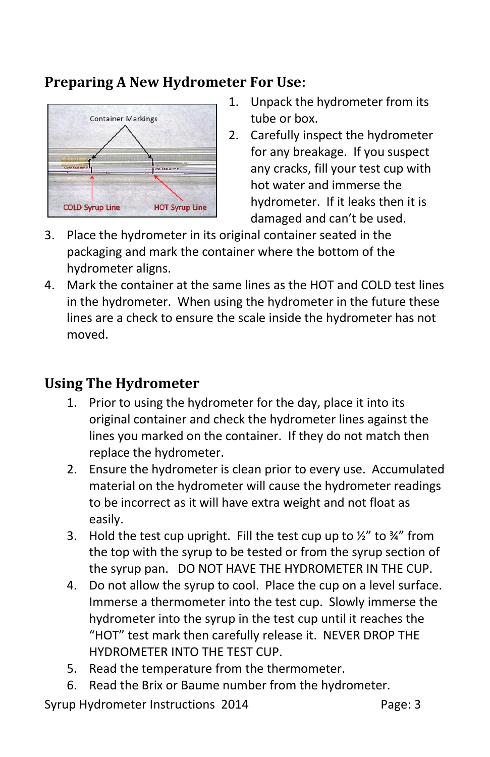## Preparing A New Hydrometer For Use:

1. Unpack the hydrometer from its tube or box.
2. Carefully inspect the hydrometer for any breakage. If you suspect any cracks, fill your test cup with hot water and immerse the hydrometer. If it leaks then it is damaged and can't be used.
3. Place the hydrometer in its original container seated in the packaging and mark the container where the bottom of the hydrometer aligns.
4. Mark the container at the same lines as the HOT and COLD test lines in the hydrometer. When using the hydrometer in the future these lines are a check to ensure the scale inside the hydrometer has not moved.

## Using The Hydrometer

1. Prior to using the hydrometer for the day, place it into its original container and check the hydrometer lines against the lines you marked on the container. If they do not match then replace the hydrometer.
2. Ensure the hydrometer is clean prior to every use. Accumulated material on the hydrometer will cause the hydrometer readings to be incorrect as it will have extra weight and not float as easily.
3. Hold the test cup upright. Fill the test cup up to ½" to ¾" from the top with the syrup to be tested or from the syrup section of the syrup pan. DO NOT HAVE THE HYDROMETER IN THE CUP.
4. Do not allow the syrup to cool. Place the cup on a level surface. Immerse a thermometer into the test cup. Slowly immerse the hydrometer into the syrup in the test cup until it reaches the "HOT" test mark then carefully release it. NEVER DROP THE HYDROMETER INTO THE TEST CUP.
5. Read the temperature from the thermometer.
6. Read the Brix or Baume number from the hydrometer.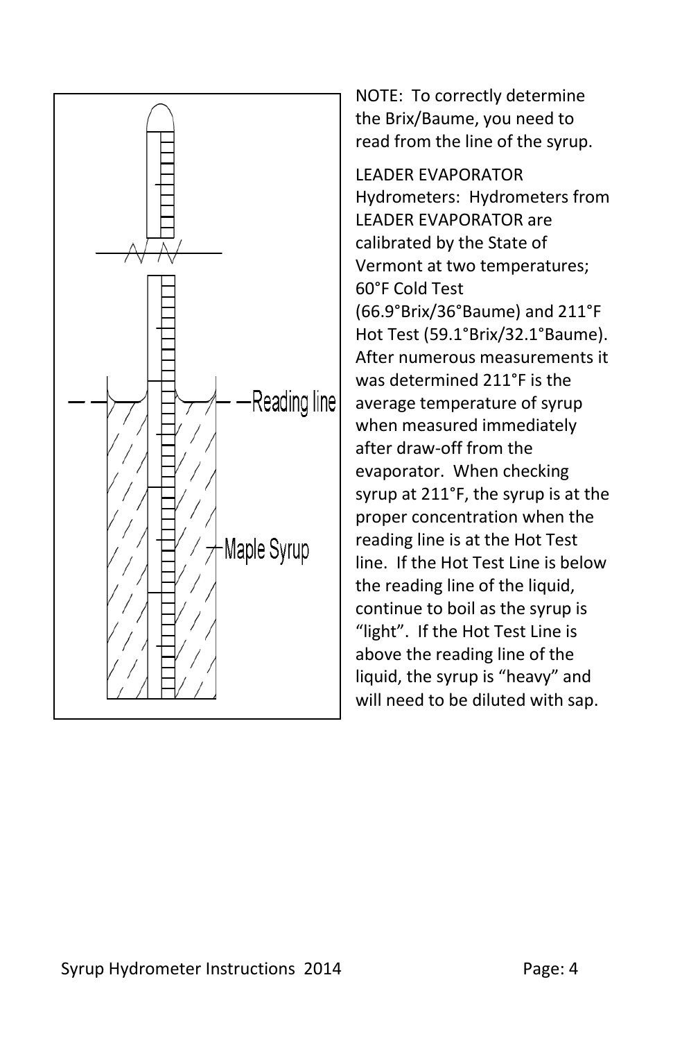Reading line

Maple Syrup

NOTE: To correctly determine the Brix/Baume, you need to read from the line of the syrup.

LEADER EVAPORATOR Hydrometers: Hydrometers from LEADER EVAPORATOR are calibrated by the State of Vermont at two temperatures; 60°F Cold Test (66.9°Brix/36°Baume) and 211°F Hot Test (59.1°Brix/32.1°Baume). After numerous measurements it was determined 211°F is the average temperature of syrup when measured immediately after draw-off from the evaporator. When checking syrup at 211°F, the syrup is at the proper concentration when the reading line is at the Hot Test line. If the Hot Test Line is below the reading line of the liquid, continue to boil as the syrup is "light". If the Hot Test Line is above the reading line of the liquid, the syrup is "heavy" and will need to be diluted with sap.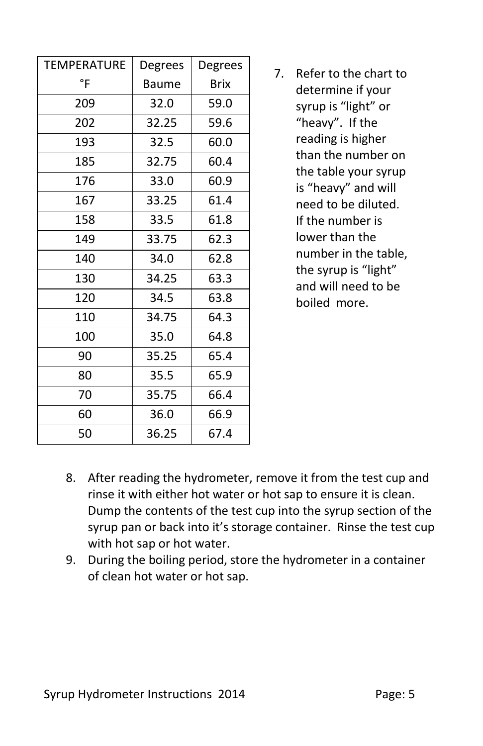| TEMPERATURE °F | Degrees Baume | Degrees Brix |
|---|---|---|
| 209 | 32.0 | 59.0 |
| 202 | 32.25 | 59.6 |
| 193 | 32.5 | 60.0 |
| 185 | 32.75 | 60.4 |
| 176 | 33.0 | 60.9 |
| 167 | 33.25 | 61.4 |
| 158 | 33.5 | 61.8 |
| 149 | 33.75 | 62.3 |
| 140 | 34.0 | 62.8 |
| 130 | 34.25 | 63.3 |
| 120 | 34.5 | 63.8 |
| 110 | 34.75 | 64.3 |
| 100 | 35.0 | 64.8 |
| 90 | 35.25 | 65.4 |
| 80 | 35.5 | 65.9 |
| 70 | 35.75 | 66.4 |
| 60 | 36.0 | 66.9 |
| 50 | 36.25 | 67.4 |

7. Refer to the chart to determine if your syrup is “light” or “heavy”. If the reading is higher than the number on the table your syrup is “heavy” and will need to be diluted. If the number is lower than the number in the table, the syrup is “light” and will need to be boiled more.
8. After reading the hydrometer, remove it from the test cup and rinse it with either hot water or hot sap to ensure it is clean. Dump the contents of the test cup into the syrup section of the syrup pan or back into it’s storage container. Rinse the test cup with hot sap or hot water.
9. During the boiling period, store the hydrometer in a container of clean hot water or hot sap.